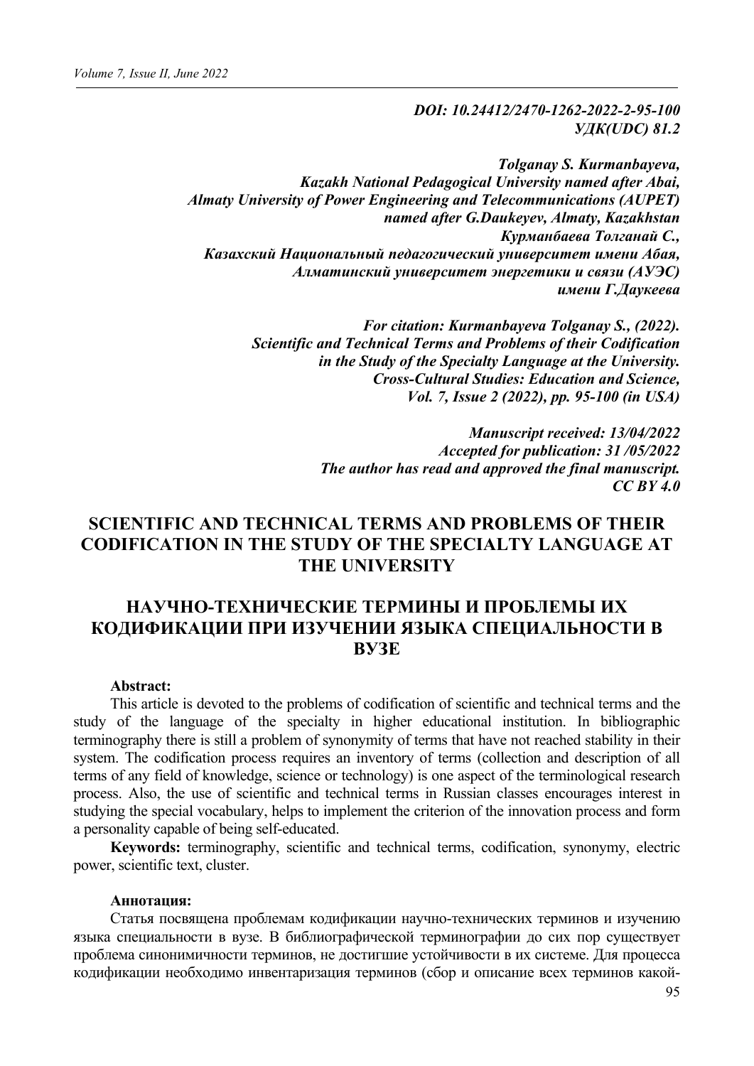***DOI: 10.24412/2470-1262-2022-2-95-100***
***УДК(UDC) 81.2***

***Tolganay S. Kurmanbayeva,***
***Kazakh National Pedagogical University named after Abai,***
***Almaty University of Power Engineering and Telecommunications (AUPET)***
***named after G.Daukeyev, Almaty, Kazakhstan***
***Курманбаева Толганай С.,***
***Казахский Национальный педагогический университет имени Абая,***
***Алматинский университет энергетики и связи (АУЭС)***
***имени Г.Даукеева***

***For citation: Kurmanbayeva Tolganay S., (2022).***
***Scientific and Technical Terms and Problems of their Codification***
***in the Study of the Specialty Language at the University.***
***Cross-Cultural Studies: Education and Science,***
***Vol. 7, Issue 2 (2022), pp. 95-100 (in USA)***

***Manuscript received: 13/04/2022***
***Accepted for publication: 31 /05/2022***
***The author has read and approved the final manuscript.***
***CC BY 4.0***

# SCIENTIFIC AND TECHNICAL TERMS AND PROBLEMS OF THEIR CODIFICATION IN THE STUDY OF THE SPECIALTY LANGUAGE AT THE UNIVERSITY

# НАУЧНО-ТЕХНИЧЕСКИЕ ТЕРМИНЫ И ПРОБЛЕМЫ ИХ КОДИФИКАЦИИ ПРИ ИЗУЧЕНИИ ЯЗЫКА СПЕЦИАЛЬНОСТИ В ВУЗЕ

**Abstract:**

This article is devoted to the problems of codification of scientific and technical terms and the study of the language of the specialty in higher educational institution. In bibliographic terminography there is still a problem of synonymity of terms that have not reached stability in their system. The codification process requires an inventory of terms (collection and description of all terms of any field of knowledge, science or technology) is one aspect of the terminological research process. Also, the use of scientific and technical terms in Russian classes encourages interest in studying the special vocabulary, helps to implement the criterion of the innovation process and form a personality capable of being self-educated.

**Keywords:** terminography, scientific and technical terms, codification, synonymy, electric power, scientific text, cluster.

**Аннотация:**

Статья посвящена проблемам кодификации научно-технических терминов и изучению языка специальности в вузе. В библиографической терминографии до сих пор существует проблема синонимичности терминов, не достигшие устойчивости в их системе. Для процесса кодификации необходимо инвентаризация терминов (сбор и описание всех терминов какой-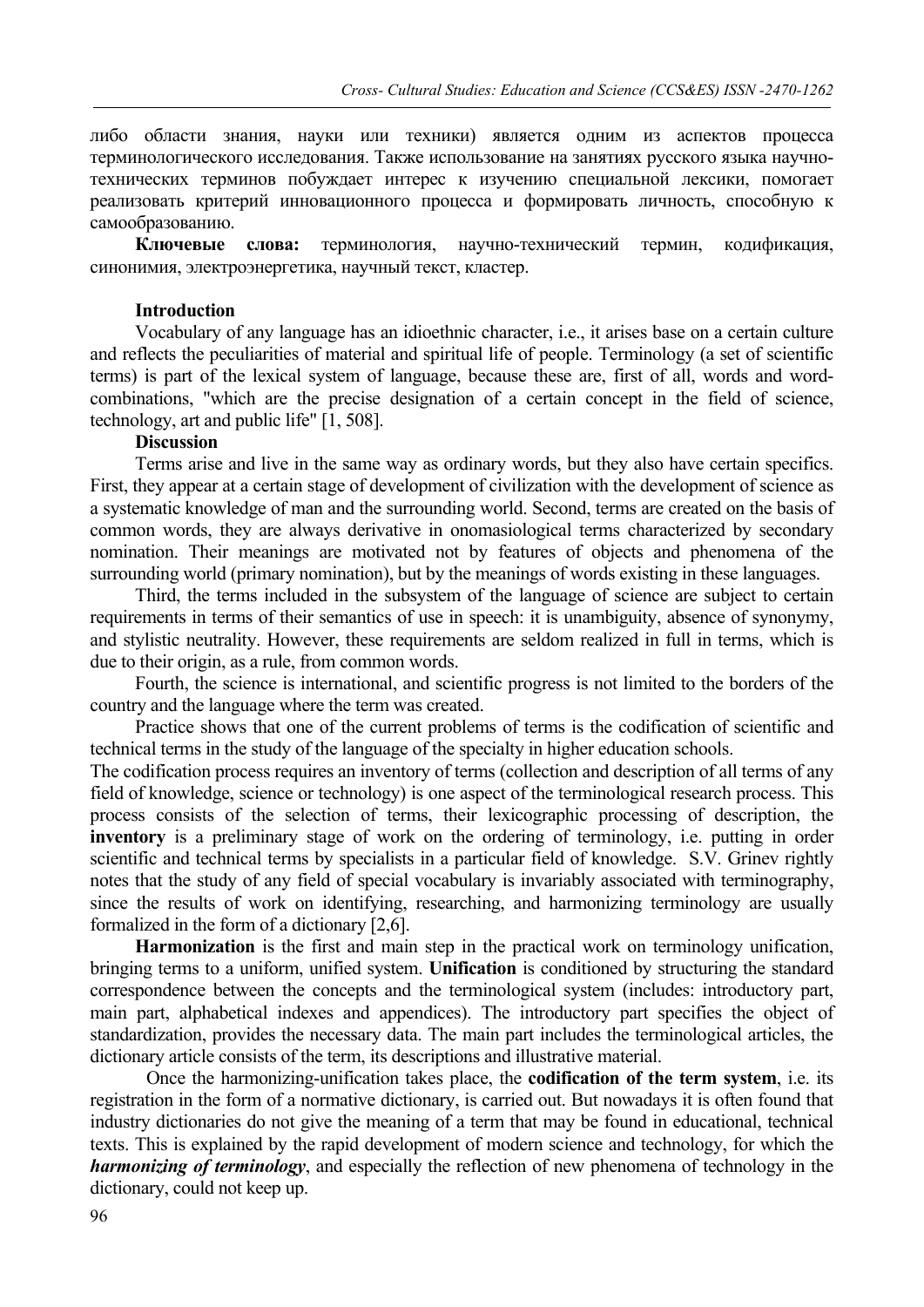либо области знания, науки или техники) является одним из аспектов процесса терминологического исследования. Также использование на занятиях русского языка научно-технических терминов побуждает интерес к изучению специальной лексики, помогает реализовать критерий инновационного процесса и формировать личность, способную к самообразованию.

**Ключевые слова:** терминология, научно-технический термин, кодификация, синонимия, электроэнергетика, научный текст, кластер.

**Introduction**

Vocabulary of any language has an idioethnic character, i.e., it arises base on a certain culture and reflects the peculiarities of material and spiritual life of people. Terminology (a set of scientific terms) is part of the lexical system of language, because these are, first of all, words and word-combinations, "which are the precise designation of a certain concept in the field of science, technology, art and public life" [1, 508].

**Discussion**

Terms arise and live in the same way as ordinary words, but they also have certain specifics. First, they appear at a certain stage of development of civilization with the development of science as a systematic knowledge of man and the surrounding world. Second, terms are created on the basis of common words, they are always derivative in onomasiological terms characterized by secondary nomination. Their meanings are motivated not by features of objects and phenomena of the surrounding world (primary nomination), but by the meanings of words existing in these languages.

Third, the terms included in the subsystem of the language of science are subject to certain requirements in terms of their semantics of use in speech: it is unambiguity, absence of synonymy, and stylistic neutrality. However, these requirements are seldom realized in full in terms, which is due to their origin, as a rule, from common words.

Fourth, the science is international, and scientific progress is not limited to the borders of the country and the language where the term was created.

Practice shows that one of the current problems of terms is the codification of scientific and technical terms in the study of the language of the specialty in higher education schools.

The codification process requires an inventory of terms (collection and description of all terms of any field of knowledge, science or technology) is one aspect of the terminological research process. This process consists of the selection of terms, their lexicographic processing of description, the **inventory** is a preliminary stage of work on the ordering of terminology, i.e. putting in order scientific and technical terms by specialists in a particular field of knowledge. S.V. Grinev rightly notes that the study of any field of special vocabulary is invariably associated with terminography, since the results of work on identifying, researching, and harmonizing terminology are usually formalized in the form of a dictionary [2,6].

**Harmonization** is the first and main step in the practical work on terminology unification, bringing terms to a uniform, unified system. **Unification** is conditioned by structuring the standard correspondence between the concepts and the terminological system (includes: introductory part, main part, alphabetical indexes and appendices). The introductory part specifies the object of standardization, provides the necessary data. The main part includes the terminological articles, the dictionary article consists of the term, its descriptions and illustrative material.

Once the harmonizing-unification takes place, the **codification of the term system**, i.e. its registration in the form of a normative dictionary, is carried out. But nowadays it is often found that industry dictionaries do not give the meaning of a term that may be found in educational, technical texts. This is explained by the rapid development of modern science and technology, for which the ***harmonizing of terminology***, and especially the reflection of new phenomena of technology in the dictionary, could not keep up.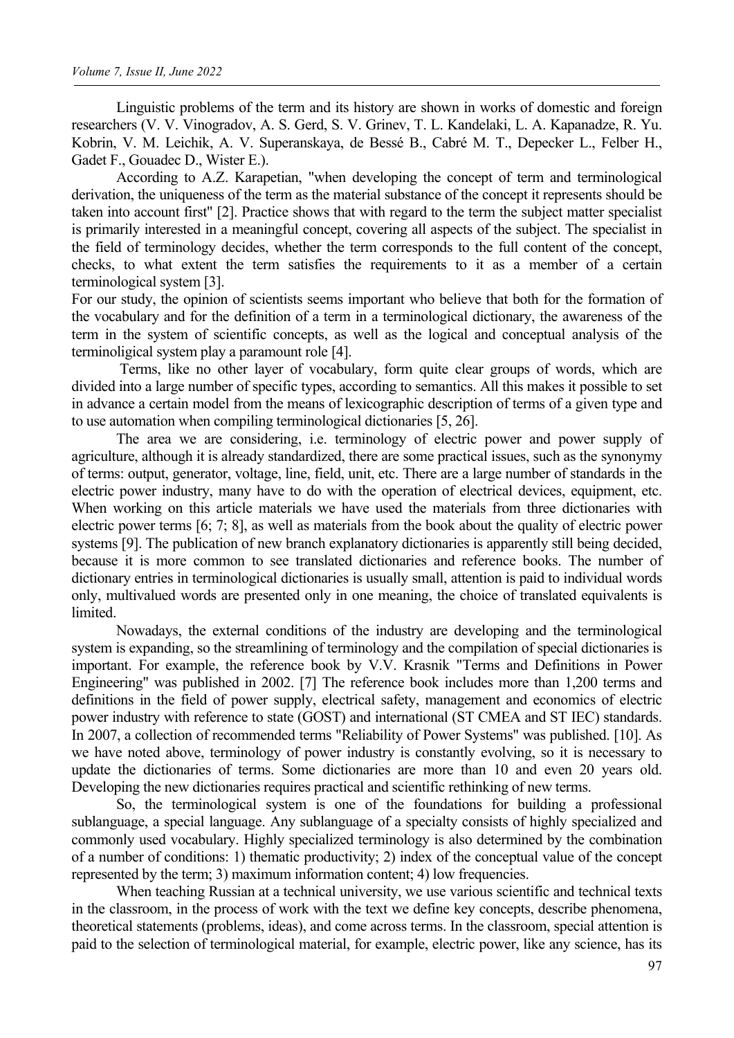Linguistic problems of the term and its history are shown in works of domestic and foreign researchers (V. V. Vinogradov, A. S. Gerd, S. V. Grinev, T. L. Kandelaki, L. A. Kapanadze, R. Yu. Kobrin, V. M. Leichik, A. V. Superanskaya, de Bessé B., Cabré M. T., Depecker L., Felber H., Gadet F., Gouadec D., Wister E.).

According to A.Z. Karapetian, "when developing the concept of term and terminological derivation, the uniqueness of the term as the material substance of the concept it represents should be taken into account first" [2]. Practice shows that with regard to the term the subject matter specialist is primarily interested in a meaningful concept, covering all aspects of the subject. The specialist in the field of terminology decides, whether the term corresponds to the full content of the concept, checks, to what extent the term satisfies the requirements to it as a member of a certain terminological system [3].

For our study, the opinion of scientists seems important who believe that both for the formation of the vocabulary and for the definition of a term in a terminological dictionary, the awareness of the term in the system of scientific concepts, as well as the logical and conceptual analysis of the terminoligical system play a paramount role [4].

Terms, like no other layer of vocabulary, form quite clear groups of words, which are divided into a large number of specific types, according to semantics. All this makes it possible to set in advance a certain model from the means of lexicographic description of terms of a given type and to use automation when compiling terminological dictionaries [5, 26].

The area we are considering, i.e. terminology of electric power and power supply of agriculture, although it is already standardized, there are some practical issues, such as the synonymy of terms: output, generator, voltage, line, field, unit, etc. There are a large number of standards in the electric power industry, many have to do with the operation of electrical devices, equipment, etc. When working on this article materials we have used the materials from three dictionaries with electric power terms [6; 7; 8], as well as materials from the book about the quality of electric power systems [9]. The publication of new branch explanatory dictionaries is apparently still being decided, because it is more common to see translated dictionaries and reference books. The number of dictionary entries in terminological dictionaries is usually small, attention is paid to individual words only, multivalued words are presented only in one meaning, the choice of translated equivalents is limited.

Nowadays, the external conditions of the industry are developing and the terminological system is expanding, so the streamlining of terminology and the compilation of special dictionaries is important. For example, the reference book by V.V. Krasnik "Terms and Definitions in Power Engineering" was published in 2002. [7] The reference book includes more than 1,200 terms and definitions in the field of power supply, electrical safety, management and economics of electric power industry with reference to state (GOST) and international (ST CMEA and ST IEC) standards. In 2007, a collection of recommended terms "Reliability of Power Systems" was published. [10]. As we have noted above, terminology of power industry is constantly evolving, so it is necessary to update the dictionaries of terms. Some dictionaries are more than 10 and even 20 years old. Developing the new dictionaries requires practical and scientific rethinking of new terms.

So, the terminological system is one of the foundations for building a professional sublanguage, a special language. Any sublanguage of a specialty consists of highly specialized and commonly used vocabulary. Highly specialized terminology is also determined by the combination of a number of conditions: 1) thematic productivity; 2) index of the conceptual value of the concept represented by the term; 3) maximum information content; 4) low frequencies.

When teaching Russian at a technical university, we use various scientific and technical texts in the classroom, in the process of work with the text we define key concepts, describe phenomena, theoretical statements (problems, ideas), and come across terms. In the classroom, special attention is paid to the selection of terminological material, for example, electric power, like any science, has its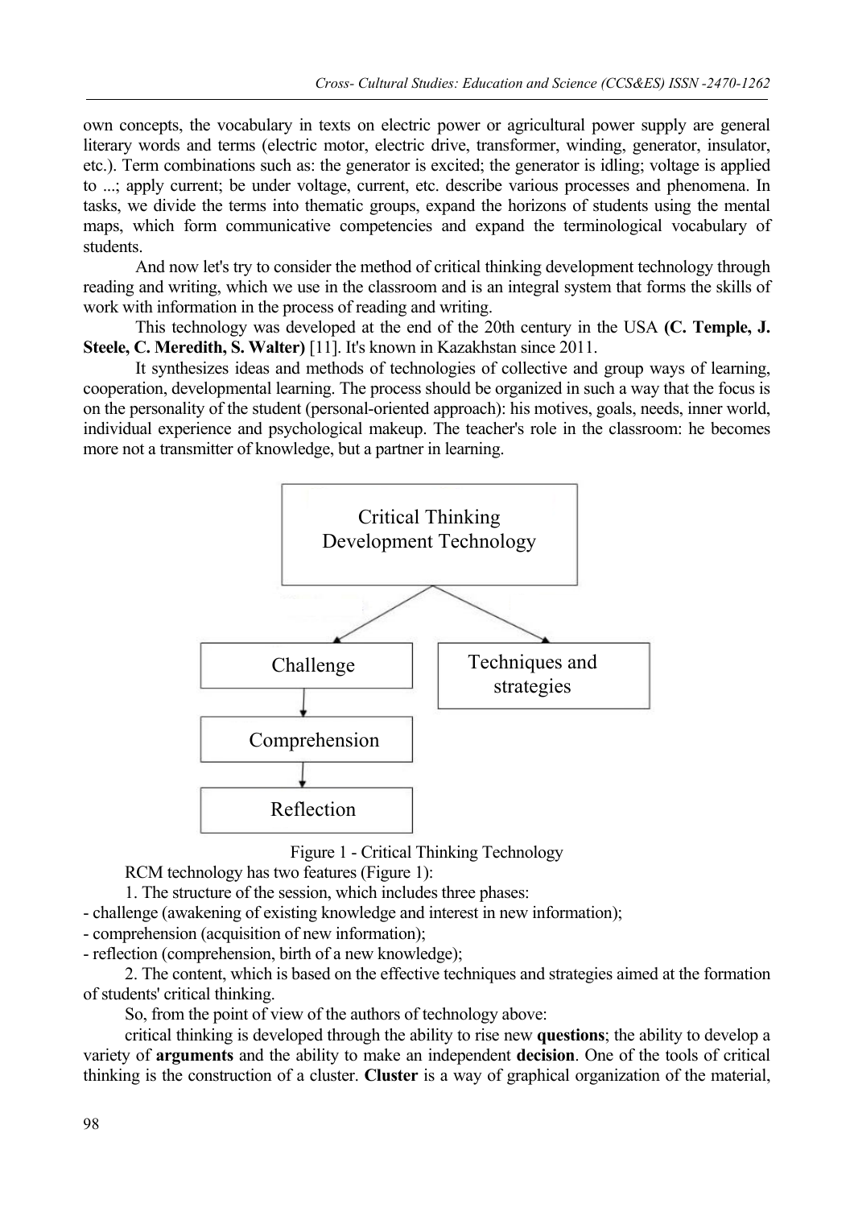own concepts, the vocabulary in texts on electric power or agricultural power supply are general literary words and terms (electric motor, electric drive, transformer, winding, generator, insulator, etc.). Term combinations such as: the generator is excited; the generator is idling; voltage is applied to ...; apply current; be under voltage, current, etc. describe various processes and phenomena. In tasks, we divide the terms into thematic groups, expand the horizons of students using the mental maps, which form communicative competencies and expand the terminological vocabulary of students.

And now let's try to consider the method of critical thinking development technology through reading and writing, which we use in the classroom and is an integral system that forms the skills of work with information in the process of reading and writing.

This technology was developed at the end of the 20th century in the USA **(C. Temple, J. Steele, C. Meredith, S. Walter)** [11]. It's known in Kazakhstan since 2011.

It synthesizes ideas and methods of technologies of collective and group ways of learning, cooperation, developmental learning. The process should be organized in such a way that the focus is on the personality of the student (personal-oriented approach): his motives, goals, needs, inner world, individual experience and psychological makeup. The teacher's role in the classroom: he becomes more not a transmitter of knowledge, but a partner in learning.

Critical Thinking Development Technology

Challenge → Comprehension → Reflection

Techniques and strategies

Figure 1 - Critical Thinking Technology

RCM technology has two features (Figure 1):

1. The structure of the session, which includes three phases:

- challenge (awakening of existing knowledge and interest in new information);
- comprehension (acquisition of new information);
- reflection (comprehension, birth of a new knowledge);

2. The content, which is based on the effective techniques and strategies aimed at the formation of students' critical thinking.

So, from the point of view of the authors of technology above:

critical thinking is developed through the ability to rise new **questions**; the ability to develop a variety of **arguments** and the ability to make an independent **decision**. One of the tools of critical thinking is the construction of a cluster. **Cluster** is a way of graphical organization of the material,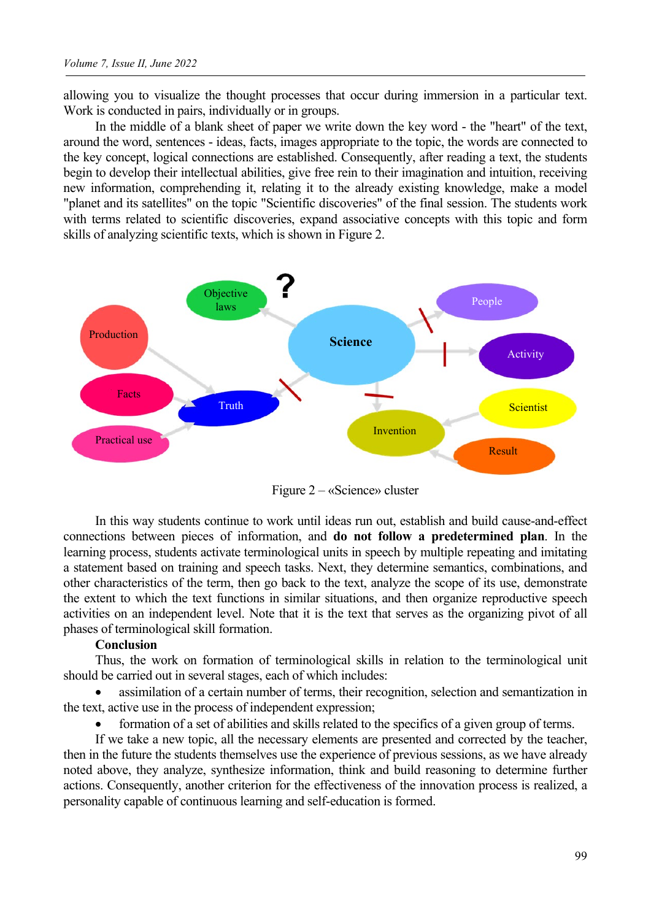allowing you to visualize the thought processes that occur during immersion in a particular text. Work is conducted in pairs, individually or in groups.

In the middle of a blank sheet of paper we write down the key word - the "heart" of the text, around the word, sentences - ideas, facts, images appropriate to the topic, the words are connected to the key concept, logical connections are established. Consequently, after reading a text, the students begin to develop their intellectual abilities, give free rein to their imagination and intuition, receiving new information, comprehending it, relating it to the already existing knowledge, make a model "planet and its satellites" on the topic "Scientific discoveries" of the final session. The students work with terms related to scientific discoveries, expand associative concepts with this topic and form skills of analyzing scientific texts, which is shown in Figure 2.

Figure 2 – «Science» cluster

In this way students continue to work until ideas run out, establish and build cause-and-effect connections between pieces of information, and **do not follow a predetermined plan**. In the learning process, students activate terminological units in speech by multiple repeating and imitating a statement based on training and speech tasks. Next, they determine semantics, combinations, and other characteristics of the term, then go back to the text, analyze the scope of its use, demonstrate the extent to which the text functions in similar situations, and then organize reproductive speech activities on an independent level. Note that it is the text that serves as the organizing pivot of all phases of terminological skill formation.

**Conclusion**

Thus, the work on formation of terminological skills in relation to the terminological unit should be carried out in several stages, each of which includes:

- assimilation of a certain number of terms, their recognition, selection and semantization in the text, active use in the process of independent expression;
- formation of a set of abilities and skills related to the specifics of a given group of terms.

If we take a new topic, all the necessary elements are presented and corrected by the teacher, then in the future the students themselves use the experience of previous sessions, as we have already noted above, they analyze, synthesize information, think and build reasoning to determine further actions. Consequently, another criterion for the effectiveness of the innovation process is realized, a personality capable of continuous learning and self-education is formed.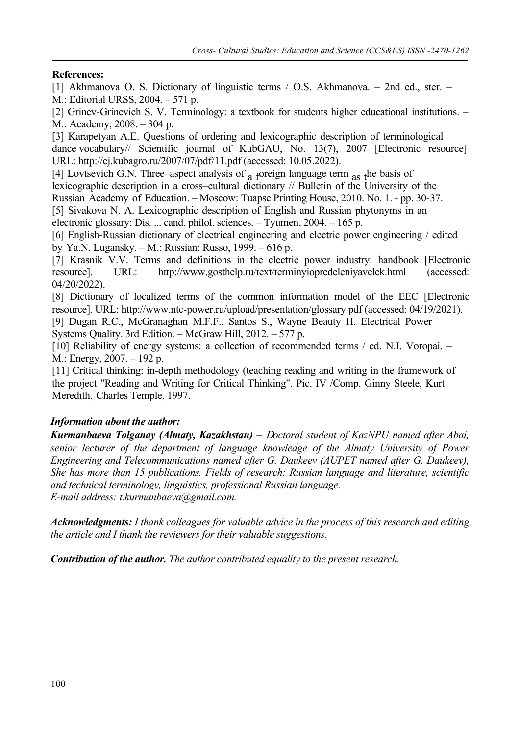**References:**

[1] Akhmanova O. S. Dictionary of linguistic terms / O.S. Akhmanova. – 2nd ed., ster. – M.: Editorial URSS, 2004. – 571 p.

[2] Grinev-Grinevich S. V. Terminology: a textbook for students higher educational institutions. – M.: Academy, 2008. – 304 p.

[3] Karapetyan A.E. Questions of ordering and lexicographic description of terminological dance vocabulary// Scientific journal of KubGAU, No. 13(7), 2007 [Electronic resource] URL: http://ej.kubagro.ru/2007/07/pdf/11.pdf (accessed: 10.05.2022).

[4] Lovtsevich G.N. Three–aspect analysis of a foreign language term as the basis of lexicographic description in a cross–cultural dictionary // Bulletin of the University of the Russian Academy of Education. – Moscow: Tuapse Printing House, 2010. No. 1. - pp. 30-37.

[5] Sivakova N. A. Lexicographic description of English and Russian phytonyms in an electronic glossary: Dis. ... cand. philol. sciences. – Tyumen, 2004. – 165 p.

[6] English-Russian dictionary of electrical engineering and electric power engineering / edited by Ya.N. Lugansky. – M.: Russian: Russo, 1999. – 616 p.

[7] Krasnik V.V. Terms and definitions in the electric power industry: handbook [Electronic resource]. URL: http://www.gosthelp.ru/text/terminyiopredeleniyavelek.html (accessed: 04/20/2022).

[8] Dictionary of localized terms of the common information model of the EEC [Electronic resource]. URL: http://www.ntc-power.ru/upload/presentation/glossary.pdf (accessed: 04/19/2021).

[9] Dugan R.C., McGranaghan M.F.F., Santos S., Wayne Beauty H. Electrical Power Systems Quality. 3rd Edition. – McGraw Hill, 2012. – 577 p.

[10] Reliability of energy systems: a collection of recommended terms / ed. N.I. Voropai. – M.: Energy, 2007. – 192 p.

[11] Critical thinking: in-depth methodology (teaching reading and writing in the framework of the project "Reading and Writing for Critical Thinking". Pic. IV /Comp. Ginny Steele, Kurt Meredith, Charles Temple, 1997.

***Information about the author:***

***Kurmanbaeva Tolganay (Almaty, Kazakhstan)*** – *Doctoral student of KazNPU named after Abai, senior lecturer of the department of language knowledge of the Almaty University of Power Engineering and Telecommunications named after G. Daukeev (AUPET named after G. Daukeev), She has more than 15 publications. Fields of research: Russian language and literature, scientific and technical terminology, linguistics, professional Russian language.*
*E-mail address: t.kurmanbaeva@gmail.com.*

***Acknowledgments:*** *I thank colleagues for valuable advice in the process of this research and editing the article and I thank the reviewers for their valuable suggestions.*

***Contribution of the author.*** *The author contributed equality to the present research.*